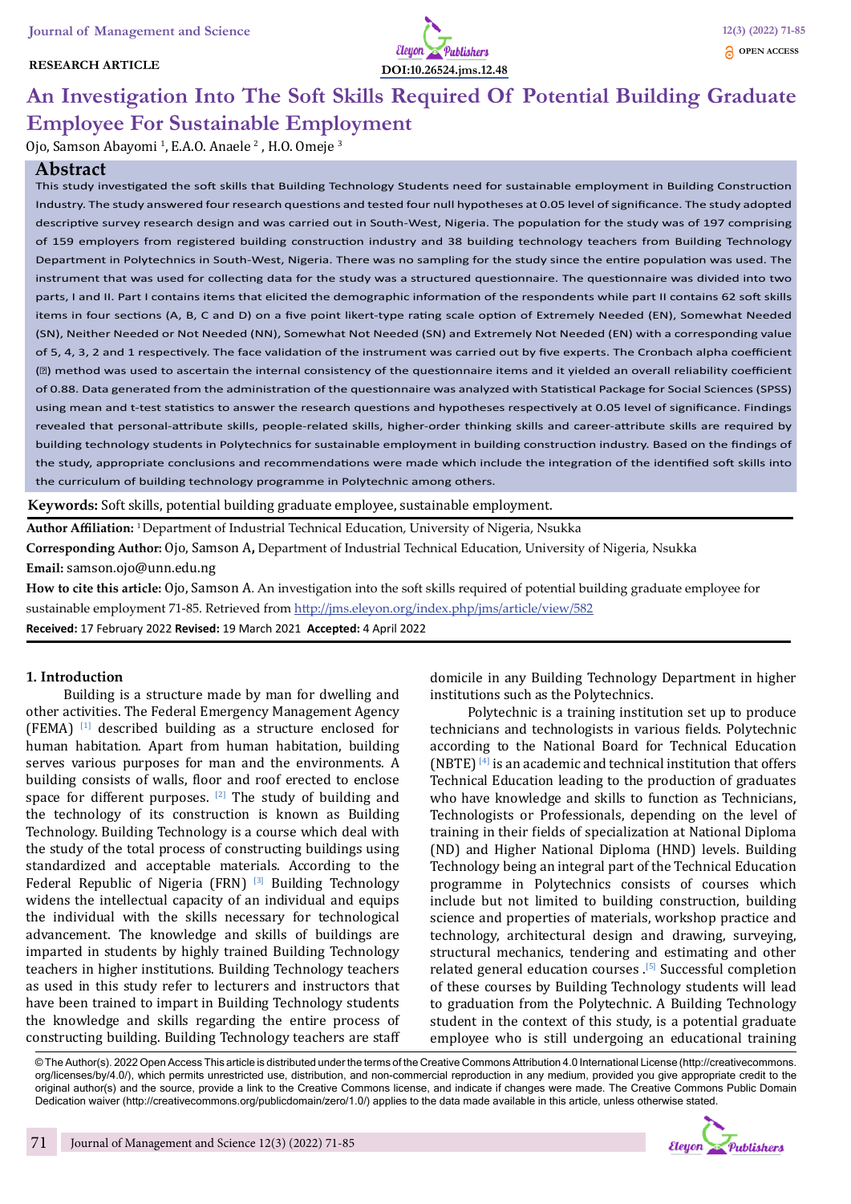RESEARCH ARTICLE

DOI:10.26524.jms.12.48

OPEN ACCESS

# An Investigation Into The Soft Skills Required Of Potential Building Graduate Employee For Sustainable Employment

Ojo, Samson Abayomi [1], E.A.O. Anaele [2], H.O. Omeje [3]

## Abstract

This study investigated the soft skills that Building Technology Students need for sustainable employment in Building Construction Industry. The study answered four research questions and tested four null hypotheses at 0.05 level of significance. The study adopted descriptive survey research design and was carried out in South-West, Nigeria. The population for the study was of 197 comprising of 159 employers from registered building construction industry and 38 building technology teachers from Building Technology Department in Polytechnics in South-West, Nigeria. There was no sampling for the study since the entire population was used. The instrument that was used for collecting data for the study was a structured questionnaire. The questionnaire was divided into two parts, I and II. Part I contains items that elicited the demographic information of the respondents while part II contains 62 soft skills items in four sections (A, B, C and D) on a five point likert-type rating scale option of Extremely Needed (EN), Somewhat Needed (SN), Neither Needed or Not Needed (NN), Somewhat Not Needed (SN) and Extremely Not Needed (EN) with a corresponding value of 5, 4, 3, 2 and 1 respectively. The face validation of the instrument was carried out by five experts. The Cronbach alpha coefficient (?) method was used to ascertain the internal consistency of the questionnaire items and it yielded an overall reliability coefficient of 0.88. Data generated from the administration of the questionnaire was analyzed with Statistical Package for Social Sciences (SPSS) using mean and t-test statistics to answer the research questions and hypotheses respectively at 0.05 level of significance. Findings revealed that personal-attribute skills, people-related skills, higher-order thinking skills and career-attribute skills are required by building technology students in Polytechnics for sustainable employment in building construction industry. Based on the findings of the study, appropriate conclusions and recommendations were made which include the integration of the identified soft skills into the curriculum of building technology programme in Polytechnic among others.

**Keywords:** Soft skills, potential building graduate employee, sustainable employment.

**Author Affiliation:** [1] Department of Industrial Technical Education, University of Nigeria, Nsukka

**Corresponding Author:** Ojo, Samson A**,** Department of Industrial Technical Education, University of Nigeria, Nsukka

**Email:** samson.ojo@unn.edu.ng

**How to cite this article:** Ojo, Samson A. An investigation into the soft skills required of potential building graduate employee for sustainable employment 71-85. Retrieved from http://jms.eleyon.org/index.php/jms/article/view/582

**Received:** 17 February 2022 **Revised:** 19 March 2021 **Accepted:** 4 April 2022

## 1. Introduction

Building is a structure made by man for dwelling and other activities. The Federal Emergency Management Agency (FEMA) [1] described building as a structure enclosed for human habitation. Apart from human habitation, building serves various purposes for man and the environments. A building consists of walls, floor and roof erected to enclose space for different purposes. [2] The study of building and the technology of its construction is known as Building Technology. Building Technology is a course which deal with the study of the total process of constructing buildings using standardized and acceptable materials. According to the Federal Republic of Nigeria (FRN) [3] Building Technology widens the intellectual capacity of an individual and equips the individual with the skills necessary for technological advancement. The knowledge and skills of buildings are imparted in students by highly trained Building Technology teachers in higher institutions. Building Technology teachers as used in this study refer to lecturers and instructors that have been trained to impart in Building Technology students the knowledge and skills regarding the entire process of constructing building. Building Technology teachers are staff domicile in any Building Technology Department in higher institutions such as the Polytechnics.

Polytechnic is a training institution set up to produce technicians and technologists in various fields. Polytechnic according to the National Board for Technical Education (NBTE) [4] is an academic and technical institution that offers Technical Education leading to the production of graduates who have knowledge and skills to function as Technicians, Technologists or Professionals, depending on the level of training in their fields of specialization at National Diploma (ND) and Higher National Diploma (HND) levels. Building Technology being an integral part of the Technical Education programme in Polytechnics consists of courses which include but not limited to building construction, building science and properties of materials, workshop practice and technology, architectural design and drawing, surveying, structural mechanics, tendering and estimating and other related general education courses .[5] Successful completion of these courses by Building Technology students will lead to graduation from the Polytechnic. A Building Technology student in the context of this study, is a potential graduate employee who is still undergoing an educational training

© The Author(s). 2022 Open Access This article is distributed under the terms of the Creative Commons Attribution 4.0 International License (http://creativecommons.org/licenses/by/4.0/), which permits unrestricted use, distribution, and non-commercial reproduction in any medium, provided you give appropriate credit to the original author(s) and the source, provide a link to the Creative Commons license, and indicate if changes were made. The Creative Commons Public Domain Dedication waiver (http://creativecommons.org/publicdomain/zero/1.0/) applies to the data made available in this article, unless otherwise stated.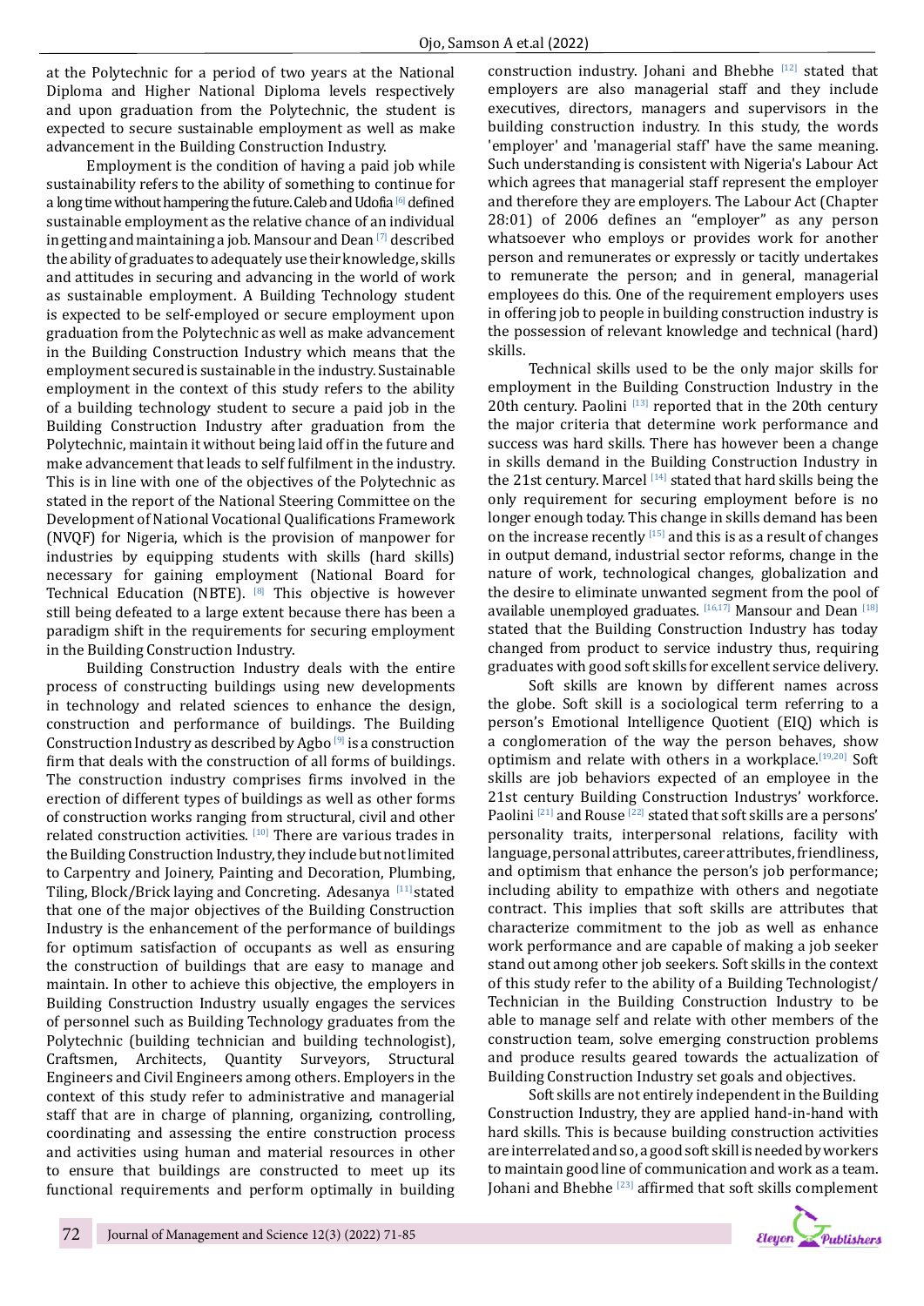at the Polytechnic for a period of two years at the National Diploma and Higher National Diploma levels respectively and upon graduation from the Polytechnic, the student is expected to secure sustainable employment as well as make advancement in the Building Construction Industry.

Employment is the condition of having a paid job while sustainability refers to the ability of something to continue for a long time without hampering the future. Caleb and Udofia [6] defined sustainable employment as the relative chance of an individual in getting and maintaining a job. Mansour and Dean [7] described the ability of graduates to adequately use their knowledge, skills and attitudes in securing and advancing in the world of work as sustainable employment. A Building Technology student is expected to be self-employed or secure employment upon graduation from the Polytechnic as well as make advancement in the Building Construction Industry which means that the employment secured is sustainable in the industry. Sustainable employment in the context of this study refers to the ability of a building technology student to secure a paid job in the Building Construction Industry after graduation from the Polytechnic, maintain it without being laid off in the future and make advancement that leads to self fulfilment in the industry. This is in line with one of the objectives of the Polytechnic as stated in the report of the National Steering Committee on the Development of National Vocational Qualifications Framework (NVQF) for Nigeria, which is the provision of manpower for industries by equipping students with skills (hard skills) necessary for gaining employment (National Board for Technical Education (NBTE). [8] This objective is however still being defeated to a large extent because there has been a paradigm shift in the requirements for securing employment in the Building Construction Industry.

Building Construction Industry deals with the entire process of constructing buildings using new developments in technology and related sciences to enhance the design, construction and performance of buildings. The Building Construction Industry as described by Agbo [9] is a construction firm that deals with the construction of all forms of buildings. The construction industry comprises firms involved in the erection of different types of buildings as well as other forms of construction works ranging from structural, civil and other related construction activities. [10] There are various trades in the Building Construction Industry, they include but not limited to Carpentry and Joinery, Painting and Decoration, Plumbing, Tiling, Block/Brick laying and Concreting. Adesanya [11] stated that one of the major objectives of the Building Construction Industry is the enhancement of the performance of buildings for optimum satisfaction of occupants as well as ensuring the construction of buildings that are easy to manage and maintain. In other to achieve this objective, the employers in Building Construction Industry usually engages the services of personnel such as Building Technology graduates from the Polytechnic (building technician and building technologist), Craftsmen, Architects, Quantity Surveyors, Structural Engineers and Civil Engineers among others. Employers in the context of this study refer to administrative and managerial staff that are in charge of planning, organizing, controlling, coordinating and assessing the entire construction process and activities using human and material resources in other to ensure that buildings are constructed to meet up its functional requirements and perform optimally in building construction industry. Johani and Bhebhe [12] stated that employers are also managerial staff and they include executives, directors, managers and supervisors in the building construction industry. In this study, the words 'employer' and 'managerial staff' have the same meaning. Such understanding is consistent with Nigeria's Labour Act which agrees that managerial staff represent the employer and therefore they are employers. The Labour Act (Chapter 28:01) of 2006 defines an "employer" as any person whatsoever who employs or provides work for another person and remunerates or expressly or tacitly undertakes to remunerate the person; and in general, managerial employees do this. One of the requirement employers uses in offering job to people in building construction industry is the possession of relevant knowledge and technical (hard) skills.

Technical skills used to be the only major skills for employment in the Building Construction Industry in the 20th century. Paolini [13] reported that in the 20th century the major criteria that determine work performance and success was hard skills. There has however been a change in skills demand in the Building Construction Industry in the 21st century. Marcel [14] stated that hard skills being the only requirement for securing employment before is no longer enough today. This change in skills demand has been on the increase recently [15] and this is as a result of changes in output demand, industrial sector reforms, change in the nature of work, technological changes, globalization and the desire to eliminate unwanted segment from the pool of available unemployed graduates. [16,17] Mansour and Dean [18] stated that the Building Construction Industry has today changed from product to service industry thus, requiring graduates with good soft skills for excellent service delivery.

Soft skills are known by different names across the globe. Soft skill is a sociological term referring to a person's Emotional Intelligence Quotient (EIQ) which is a conglomeration of the way the person behaves, show optimism and relate with others in a workplace.[19,20] Soft skills are job behaviors expected of an employee in the 21st century Building Construction Industrys' workforce. Paolini [21] and Rouse [22] stated that soft skills are a persons' personality traits, interpersonal relations, facility with language, personal attributes, career attributes, friendliness, and optimism that enhance the person's job performance; including ability to empathize with others and negotiate contract. This implies that soft skills are attributes that characterize commitment to the job as well as enhance work performance and are capable of making a job seeker stand out among other job seekers. Soft skills in the context of this study refer to the ability of a Building Technologist/ Technician in the Building Construction Industry to be able to manage self and relate with other members of the construction team, solve emerging construction problems and produce results geared towards the actualization of Building Construction Industry set goals and objectives.

Soft skills are not entirely independent in the Building Construction Industry, they are applied hand-in-hand with hard skills. This is because building construction activities are interrelated and so, a good soft skill is needed by workers to maintain good line of communication and work as a team. Johani and Bhebhe [23] affirmed that soft skills complement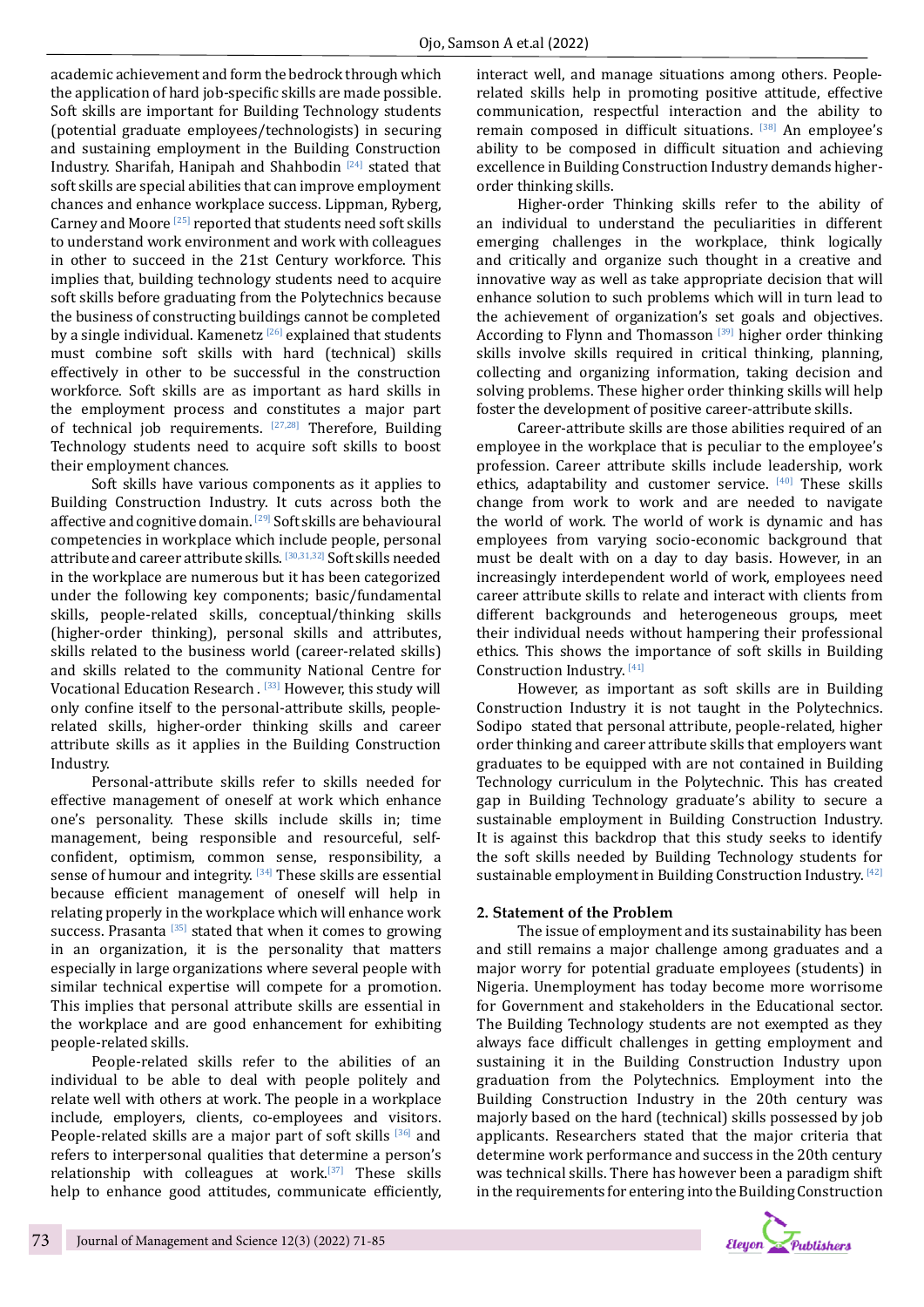academic achievement and form the bedrock through which the application of hard job-specific skills are made possible. Soft skills are important for Building Technology students (potential graduate employees/technologists) in securing and sustaining employment in the Building Construction Industry. Sharifah, Hanipah and Shahbodin [24] stated that soft skills are special abilities that can improve employment chances and enhance workplace success. Lippman, Ryberg, Carney and Moore [25] reported that students need soft skills to understand work environment and work with colleagues in other to succeed in the 21st Century workforce. This implies that, building technology students need to acquire soft skills before graduating from the Polytechnics because the business of constructing buildings cannot be completed by a single individual. Kamenetz [26] explained that students must combine soft skills with hard (technical) skills effectively in other to be successful in the construction workforce. Soft skills are as important as hard skills in the employment process and constitutes a major part of technical job requirements. [27,28] Therefore, Building Technology students need to acquire soft skills to boost their employment chances.

Soft skills have various components as it applies to Building Construction Industry. It cuts across both the affective and cognitive domain. [29] Soft skills are behavioural competencies in workplace which include people, personal attribute and career attribute skills. [30,31,32] Soft skills needed in the workplace are numerous but it has been categorized under the following key components; basic/fundamental skills, people-related skills, conceptual/thinking skills (higher-order thinking), personal skills and attributes, skills related to the business world (career-related skills) and skills related to the community National Centre for Vocational Education Research . [33] However, this study will only confine itself to the personal-attribute skills, people-related skills, higher-order thinking skills and career attribute skills as it applies in the Building Construction Industry.

Personal-attribute skills refer to skills needed for effective management of oneself at work which enhance one's personality. These skills include skills in; time management, being responsible and resourceful, self-confident, optimism, common sense, responsibility, a sense of humour and integrity. [34] These skills are essential because efficient management of oneself will help in relating properly in the workplace which will enhance work success. Prasanta [35] stated that when it comes to growing in an organization, it is the personality that matters especially in large organizations where several people with similar technical expertise will compete for a promotion. This implies that personal attribute skills are essential in the workplace and are good enhancement for exhibiting people-related skills.

People-related skills refer to the abilities of an individual to be able to deal with people politely and relate well with others at work. The people in a workplace include, employers, clients, co-employees and visitors. People-related skills are a major part of soft skills [36] and refers to interpersonal qualities that determine a person's relationship with colleagues at work.[37] These skills help to enhance good attitudes, communicate efficiently, interact well, and manage situations among others. People-related skills help in promoting positive attitude, effective communication, respectful interaction and the ability to remain composed in difficult situations. [38] An employee's ability to be composed in difficult situation and achieving excellence in Building Construction Industry demands higher-order thinking skills.

Higher-order Thinking skills refer to the ability of an individual to understand the peculiarities in different emerging challenges in the workplace, think logically and critically and organize such thought in a creative and innovative way as well as take appropriate decision that will enhance solution to such problems which will in turn lead to the achievement of organization's set goals and objectives. According to Flynn and Thomasson [39] higher order thinking skills involve skills required in critical thinking, planning, collecting and organizing information, taking decision and solving problems. These higher order thinking skills will help foster the development of positive career-attribute skills.

Career-attribute skills are those abilities required of an employee in the workplace that is peculiar to the employee's profession. Career attribute skills include leadership, work ethics, adaptability and customer service. [40] These skills change from work to work and are needed to navigate the world of work. The world of work is dynamic and has employees from varying socio-economic background that must be dealt with on a day to day basis. However, in an increasingly interdependent world of work, employees need career attribute skills to relate and interact with clients from different backgrounds and heterogeneous groups, meet their individual needs without hampering their professional ethics. This shows the importance of soft skills in Building Construction Industry. [41]

However, as important as soft skills are in Building Construction Industry it is not taught in the Polytechnics. Sodipo stated that personal attribute, people-related, higher order thinking and career attribute skills that employers want graduates to be equipped with are not contained in Building Technology curriculum in the Polytechnic. This has created gap in Building Technology graduate's ability to secure a sustainable employment in Building Construction Industry. It is against this backdrop that this study seeks to identify the soft skills needed by Building Technology students for sustainable employment in Building Construction Industry. [42]

## 2. Statement of the Problem

The issue of employment and its sustainability has been and still remains a major challenge among graduates and a major worry for potential graduate employees (students) in Nigeria. Unemployment has today become more worrisome for Government and stakeholders in the Educational sector. The Building Technology students are not exempted as they always face difficult challenges in getting employment and sustaining it in the Building Construction Industry upon graduation from the Polytechnics. Employment into the Building Construction Industry in the 20th century was majorly based on the hard (technical) skills possessed by job applicants. Researchers stated that the major criteria that determine work performance and success in the 20th century was technical skills. There has however been a paradigm shift in the requirements for entering into the Building Construction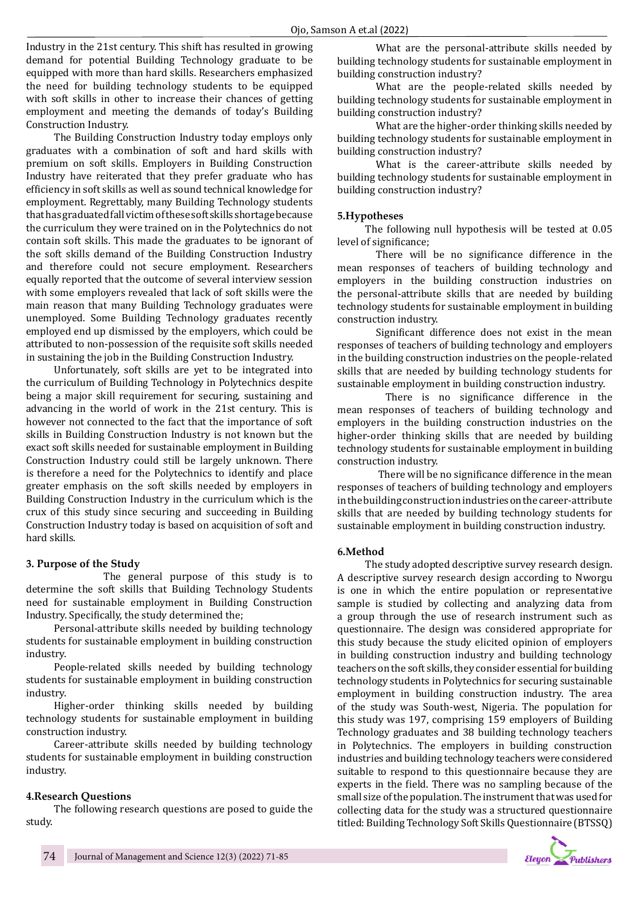Industry in the 21st century. This shift has resulted in growing demand for potential Building Technology graduate to be equipped with more than hard skills. Researchers emphasized the need for building technology students to be equipped with soft skills in other to increase their chances of getting employment and meeting the demands of today's Building Construction Industry.

The Building Construction Industry today employs only graduates with a combination of soft and hard skills with premium on soft skills. Employers in Building Construction Industry have reiterated that they prefer graduate who has efficiency in soft skills as well as sound technical knowledge for employment. Regrettably, many Building Technology students that has graduated fall victim of these soft skills shortage because the curriculum they were trained on in the Polytechnics do not contain soft skills. This made the graduates to be ignorant of the soft skills demand of the Building Construction Industry and therefore could not secure employment. Researchers equally reported that the outcome of several interview session with some employers revealed that lack of soft skills were the main reason that many Building Technology graduates were unemployed. Some Building Technology graduates recently employed end up dismissed by the employers, which could be attributed to non-possession of the requisite soft skills needed in sustaining the job in the Building Construction Industry.

Unfortunately, soft skills are yet to be integrated into the curriculum of Building Technology in Polytechnics despite being a major skill requirement for securing, sustaining and advancing in the world of work in the 21st century. This is however not connected to the fact that the importance of soft skills in Building Construction Industry is not known but the exact soft skills needed for sustainable employment in Building Construction Industry could still be largely unknown. There is therefore a need for the Polytechnics to identify and place greater emphasis on the soft skills needed by employers in Building Construction Industry in the curriculum which is the crux of this study since securing and succeeding in Building Construction Industry today is based on acquisition of soft and hard skills.

## 3. Purpose of the Study

The general purpose of this study is to determine the soft skills that Building Technology Students need for sustainable employment in Building Construction Industry. Specifically, the study determined the;

Personal-attribute skills needed by building technology students for sustainable employment in building construction industry.

People-related skills needed by building technology students for sustainable employment in building construction industry.

Higher-order thinking skills needed by building technology students for sustainable employment in building construction industry.

Career-attribute skills needed by building technology students for sustainable employment in building construction industry.

## 4.Research Questions

The following research questions are posed to guide the study.

What are the personal-attribute skills needed by building technology students for sustainable employment in building construction industry?

What are the people-related skills needed by building technology students for sustainable employment in building construction industry?

What are the higher-order thinking skills needed by building technology students for sustainable employment in building construction industry?

What is the career-attribute skills needed by building technology students for sustainable employment in building construction industry?

## 5.Hypotheses

The following null hypothesis will be tested at 0.05 level of significance;

There will be no significance difference in the mean responses of teachers of building technology and employers in the building construction industries on the personal-attribute skills that are needed by building technology students for sustainable employment in building construction industry.

Significant difference does not exist in the mean responses of teachers of building technology and employers in the building construction industries on the people-related skills that are needed by building technology students for sustainable employment in building construction industry.

There is no significance difference in the mean responses of teachers of building technology and employers in the building construction industries on the higher-order thinking skills that are needed by building technology students for sustainable employment in building construction industry.

There will be no significance difference in the mean responses of teachers of building technology and employers in the building construction industries on the career-attribute skills that are needed by building technology students for sustainable employment in building construction industry.

## 6.Method

The study adopted descriptive survey research design. A descriptive survey research design according to Nworgu is one in which the entire population or representative sample is studied by collecting and analyzing data from a group through the use of research instrument such as questionnaire. The design was considered appropriate for this study because the study elicited opinion of employers in building construction industry and building technology teachers on the soft skills, they consider essential for building technology students in Polytechnics for securing sustainable employment in building construction industry. The area of the study was South-west, Nigeria. The population for this study was 197, comprising 159 employers of Building Technology graduates and 38 building technology teachers in Polytechnics. The employers in building construction industries and building technology teachers were considered suitable to respond to this questionnaire because they are experts in the field. There was no sampling because of the small size of the population. The instrument that was used for collecting data for the study was a structured questionnaire titled: Building Technology Soft Skills Questionnaire (BTSSQ)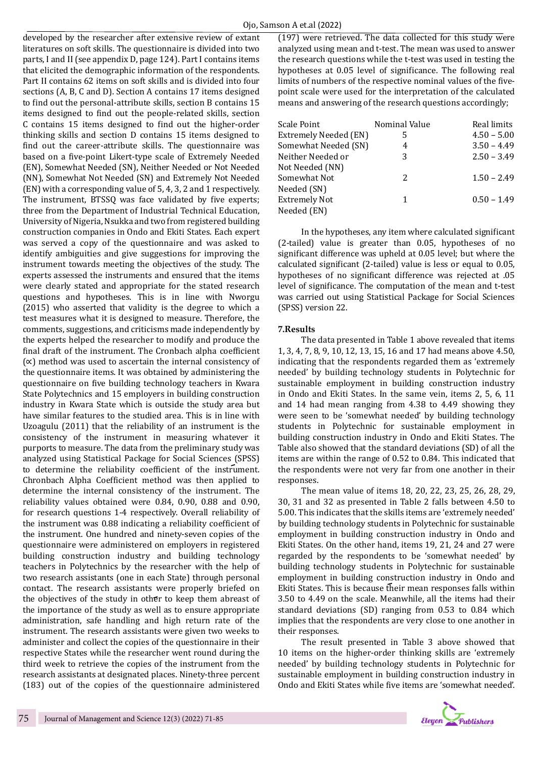developed by the researcher after extensive review of extant literatures on soft skills. The questionnaire is divided into two parts, I and II (see appendix D, page 124). Part I contains items that elicited the demographic information of the respondents. Part II contains 62 items on soft skills and is divided into four sections (A, B, C and D). Section A contains 17 items designed to find out the personal-attribute skills, section B contains 15 items designed to find out the people-related skills, section C contains 15 items designed to find out the higher-order thinking skills and section D contains 15 items designed to find out the career-attribute skills. The questionnaire was based on a five-point Likert-type scale of Extremely Needed (EN), Somewhat Needed (SN), Neither Needed or Not Needed (NN), Somewhat Not Needed (SN) and Extremely Not Needed (EN) with a corresponding value of 5, 4, 3, 2 and 1 respectively. The instrument, BTSSQ was face validated by five experts; three from the Department of Industrial Technical Education, University of Nigeria, Nsukka and two from registered building construction companies in Ondo and Ekiti States. Each expert was served a copy of the questionnaire and was asked to identify ambiguities and give suggestions for improving the instrument towards meeting the objectives of the study. The experts assessed the instruments and ensured that the items were clearly stated and appropriate for the stated research questions and hypotheses. This is in line with Nworgu (2015) who asserted that validity is the degree to which a test measures what it is designed to measure. Therefore, the comments, suggestions, and criticisms made independently by the experts helped the researcher to modify and produce the final draft of the instrument. The Cronbach alpha coefficient (∝) method was used to ascertain the internal consistency of the questionnaire items. It was obtained by administering the questionnaire on five building technology teachers in Kwara State Polytechnics and 15 employers in building construction industry in Kwara State which is outside the study area but have similar features to the studied area. This is in line with Uzoagulu (2011) that the reliability of an instrument is the consistency of the instrument in measuring whatever it purports to measure. The data from the preliminary study was analyzed using Statistical Package for Social Sciences (SPSS) to determine the reliability coefficient of the instrument. Chronbach Alpha Coefficient method was then applied to determine the internal consistency of the instrument. The reliability values obtained were 0.84, 0.90, 0.88 and 0.90, for research questions 1-4 respectively. Overall reliability of the instrument was 0.88 indicating a reliability coefficient of the instrument. One hundred and ninety-seven copies of the questionnaire were administered on employers in registered building construction industry and building technology teachers in Polytechnics by the researcher with the help of two research assistants (one in each State) through personal contact. The research assistants were properly briefed on the objectives of the study in other to keep them abreast of the importance of the study as well as to ensure appropriate administration, safe handling and high return rate of the instrument. The research assistants were given two weeks to administer and collect the copies of the questionnaire in their respective States while the researcher went round during the third week to retrieve the copies of the instrument from the research assistants at designated places. Ninety-three percent (183) out of the copies of the questionnaire administered (197) were retrieved. The data collected for this study were analyzed using mean and t-test. The mean was used to answer the research questions while the t-test was used in testing the hypotheses at 0.05 level of significance. The following real limits of numbers of the respective nominal values of the five-point scale were used for the interpretation of the calculated means and answering of the research questions accordingly;

| Scale Point | Nominal Value | Real limits |
|---|---|---|
| Extremely Needed (EN) | 5 | 4.50 – 5.00 |
| Somewhat Needed (SN) | 4 | 3.50 – 4.49 |
| Neither Needed or Not Needed (NN) | 3 | 2.50 – 3.49 |
| Somewhat Not Needed (SN) | 2 | 1.50 – 2.49 |
| Extremely Not Needed (EN) | 1 | 0.50 – 1.49 |

In the hypotheses, any item where calculated significant (2-tailed) value is greater than 0.05, hypotheses of no significant difference was upheld at 0.05 level; but where the calculated significant (2-tailed) value is less or equal to 0.05, hypotheses of no significant difference was rejected at .05 level of significance. The computation of the mean and t-test was carried out using Statistical Package for Social Sciences (SPSS) version 22.

## 7.Results

The data presented in Table 1 above revealed that items 1, 3, 4, 7, 8, 9, 10, 12, 13, 15, 16 and 17 had means above 4.50, indicating that the respondents regarded them as 'extremely needed' by building technology students in Polytechnic for sustainable employment in building construction industry in Ondo and Ekiti States. In the same vein, items 2, 5, 6, 11 and 14 had mean ranging from 4.38 to 4.49 showing they were seen to be 'somewhat needed' by building technology students in Polytechnic for sustainable employment in building construction industry in Ondo and Ekiti States. The Table also showed that the standard deviations (SD) of all the items are within the range of 0.52 to 0.84. This indicated that the respondents were not very far from one another in their responses.

The mean value of items 18, 20, 22, 23, 25, 26, 28, 29, 30, 31 and 32 as presented in Table 2 falls between 4.50 to 5.00. This indicates that the skills items are 'extremely needed' by building technology students in Polytechnic for sustainable employment in building construction industry in Ondo and Ekiti States. On the other hand, items 19, 21, 24 and 27 were regarded by the respondents to be 'somewhat needed' by building technology students in Polytechnic for sustainable employment in building construction industry in Ondo and Ekiti States. This is because their mean responses falls within 3.50 to 4.49 on the scale. Meanwhile, all the items had their standard deviations (SD) ranging from 0.53 to 0.84 which implies that the respondents are very close to one another in their responses.

The result presented in Table 3 above showed that 10 items on the higher-order thinking skills are 'extremely needed' by building technology students in Polytechnic for sustainable employment in building construction industry in Ondo and Ekiti States while five items are 'somewhat needed'.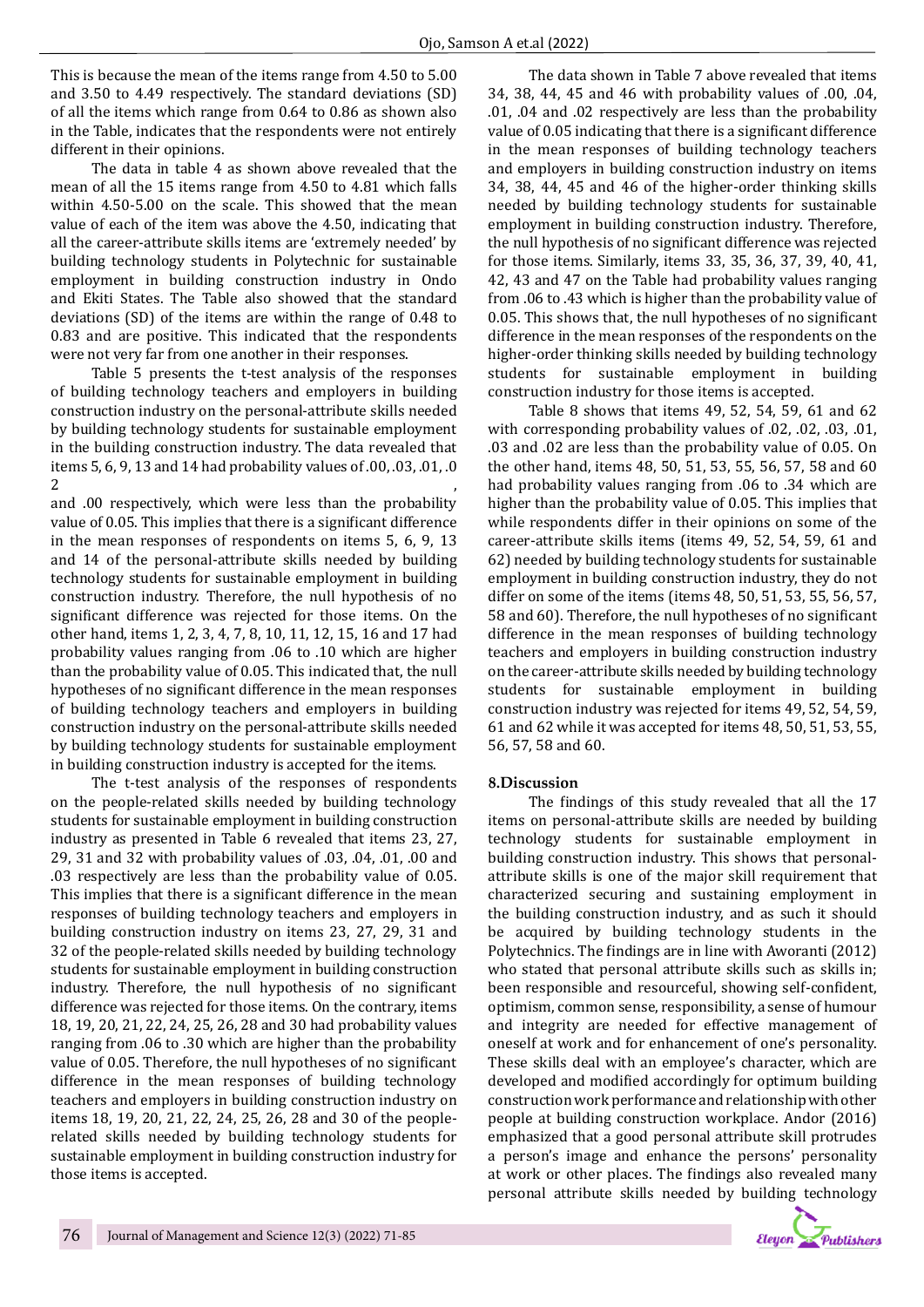This is because the mean of the items range from 4.50 to 5.00 and 3.50 to 4.49 respectively. The standard deviations (SD) of all the items which range from 0.64 to 0.86 as shown also in the Table, indicates that the respondents were not entirely different in their opinions.

The data in table 4 as shown above revealed that the mean of all the 15 items range from 4.50 to 4.81 which falls within 4.50-5.00 on the scale. This showed that the mean value of each of the item was above the 4.50, indicating that all the career-attribute skills items are 'extremely needed' by building technology students in Polytechnic for sustainable employment in building construction industry in Ondo and Ekiti States. The Table also showed that the standard deviations (SD) of the items are within the range of 0.48 to 0.83 and are positive. This indicated that the respondents were not very far from one another in their responses.

Table 5 presents the t-test analysis of the responses of building technology teachers and employers in building construction industry on the personal-attribute skills needed by building technology students for sustainable employment in the building construction industry. The data revealed that items 5, 6, 9, 13 and 14 had probability values of .00, .03, .01, .0 2 , and .00 respectively, which were less than the probability value of 0.05. This implies that there is a significant difference in the mean responses of respondents on items 5, 6, 9, 13 and 14 of the personal-attribute skills needed by building technology students for sustainable employment in building construction industry. Therefore, the null hypothesis of no significant difference was rejected for those items. On the other hand, items 1, 2, 3, 4, 7, 8, 10, 11, 12, 15, 16 and 17 had probability values ranging from .06 to .10 which are higher than the probability value of 0.05. This indicated that, the null hypotheses of no significant difference in the mean responses of building technology teachers and employers in building construction industry on the personal-attribute skills needed by building technology students for sustainable employment in building construction industry is accepted for the items.

The t-test analysis of the responses of respondents on the people-related skills needed by building technology students for sustainable employment in building construction industry as presented in Table 6 revealed that items 23, 27, 29, 31 and 32 with probability values of .03, .04, .01, .00 and .03 respectively are less than the probability value of 0.05. This implies that there is a significant difference in the mean responses of building technology teachers and employers in building construction industry on items 23, 27, 29, 31 and 32 of the people-related skills needed by building technology students for sustainable employment in building construction industry. Therefore, the null hypothesis of no significant difference was rejected for those items. On the contrary, items 18, 19, 20, 21, 22, 24, 25, 26, 28 and 30 had probability values ranging from .06 to .30 which are higher than the probability value of 0.05. Therefore, the null hypotheses of no significant difference in the mean responses of building technology teachers and employers in building construction industry on items 18, 19, 20, 21, 22, 24, 25, 26, 28 and 30 of the people-related skills needed by building technology students for sustainable employment in building construction industry for those items is accepted.

The data shown in Table 7 above revealed that items 34, 38, 44, 45 and 46 with probability values of .00, .04, .01, .04 and .02 respectively are less than the probability value of 0.05 indicating that there is a significant difference in the mean responses of building technology teachers and employers in building construction industry on items 34, 38, 44, 45 and 46 of the higher-order thinking skills needed by building technology students for sustainable employment in building construction industry. Therefore, the null hypothesis of no significant difference was rejected for those items. Similarly, items 33, 35, 36, 37, 39, 40, 41, 42, 43 and 47 on the Table had probability values ranging from .06 to .43 which is higher than the probability value of 0.05. This shows that, the null hypotheses of no significant difference in the mean responses of the respondents on the higher-order thinking skills needed by building technology students for sustainable employment in building construction industry for those items is accepted.

Table 8 shows that items 49, 52, 54, 59, 61 and 62 with corresponding probability values of .02, .02, .03, .01, .03 and .02 are less than the probability value of 0.05. On the other hand, items 48, 50, 51, 53, 55, 56, 57, 58 and 60 had probability values ranging from .06 to .34 which are higher than the probability value of 0.05. This implies that while respondents differ in their opinions on some of the career-attribute skills items (items 49, 52, 54, 59, 61 and 62) needed by building technology students for sustainable employment in building construction industry, they do not differ on some of the items (items 48, 50, 51, 53, 55, 56, 57, 58 and 60). Therefore, the null hypotheses of no significant difference in the mean responses of building technology teachers and employers in building construction industry on the career-attribute skills needed by building technology students for sustainable employment in building construction industry was rejected for items 49, 52, 54, 59, 61 and 62 while it was accepted for items 48, 50, 51, 53, 55, 56, 57, 58 and 60.

## 8.Discussion

The findings of this study revealed that all the 17 items on personal-attribute skills are needed by building technology students for sustainable employment in building construction industry. This shows that personal-attribute skills is one of the major skill requirement that characterized securing and sustaining employment in the building construction industry, and as such it should be acquired by building technology students in the Polytechnics. The findings are in line with Aworanti (2012) who stated that personal attribute skills such as skills in; been responsible and resourceful, showing self-confident, optimism, common sense, responsibility, a sense of humour and integrity are needed for effective management of oneself at work and for enhancement of one's personality. These skills deal with an employee's character, which are developed and modified accordingly for optimum building construction work performance and relationship with other people at building construction workplace. Andor (2016) emphasized that a good personal attribute skill protrudes a person's image and enhance the persons' personality at work or other places. The findings also revealed many personal attribute skills needed by building technology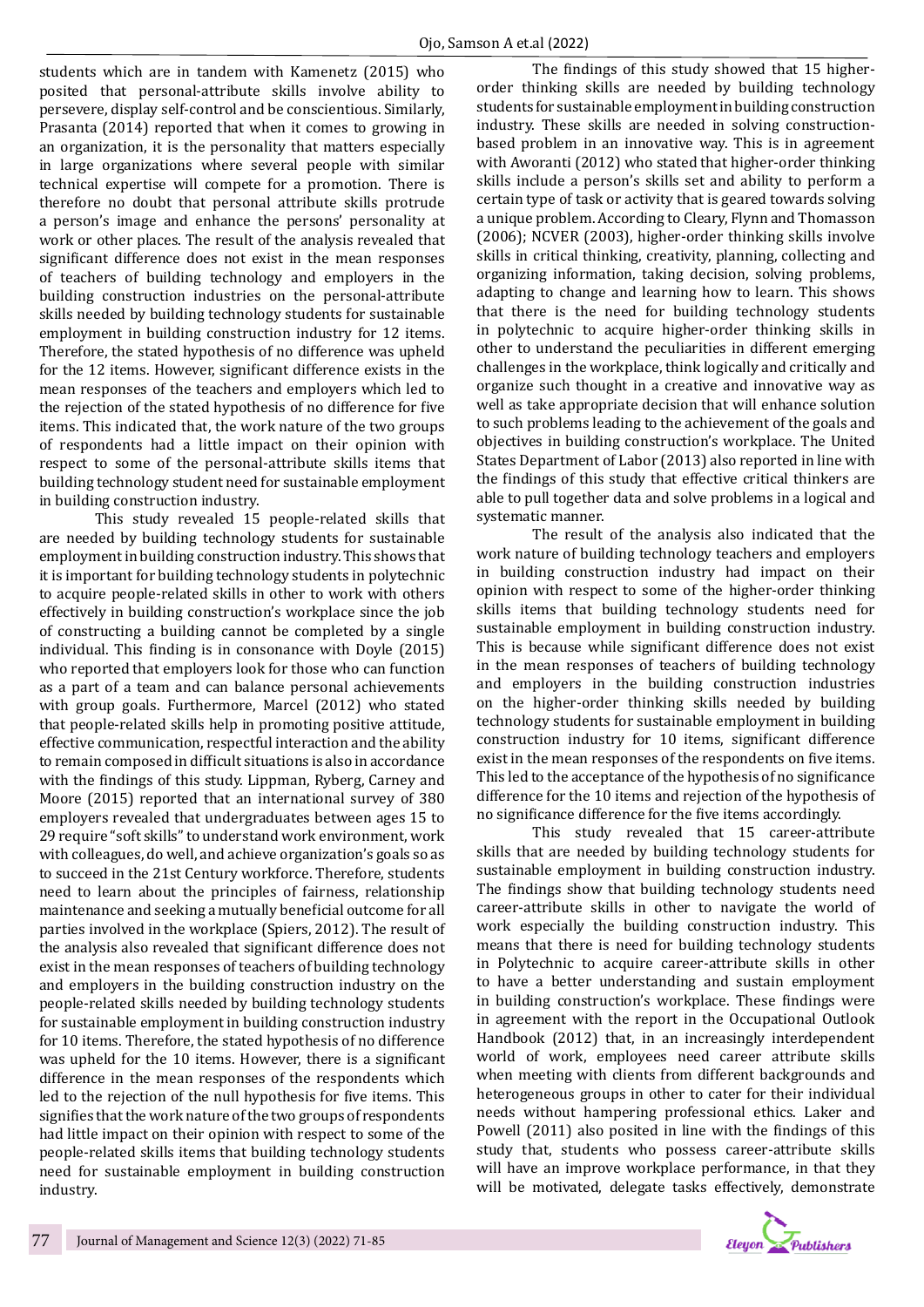students which are in tandem with Kamenetz (2015) who posited that personal-attribute skills involve ability to persevere, display self-control and be conscientious. Similarly, Prasanta (2014) reported that when it comes to growing in an organization, it is the personality that matters especially in large organizations where several people with similar technical expertise will compete for a promotion. There is therefore no doubt that personal attribute skills protrude a person's image and enhance the persons' personality at work or other places. The result of the analysis revealed that significant difference does not exist in the mean responses of teachers of building technology and employers in the building construction industries on the personal-attribute skills needed by building technology students for sustainable employment in building construction industry for 12 items. Therefore, the stated hypothesis of no difference was upheld for the 12 items. However, significant difference exists in the mean responses of the teachers and employers which led to the rejection of the stated hypothesis of no difference for five items. This indicated that, the work nature of the two groups of respondents had a little impact on their opinion with respect to some of the personal-attribute skills items that building technology student need for sustainable employment in building construction industry.

This study revealed 15 people-related skills that are needed by building technology students for sustainable employment in building construction industry. This shows that it is important for building technology students in polytechnic to acquire people-related skills in other to work with others effectively in building construction's workplace since the job of constructing a building cannot be completed by a single individual. This finding is in consonance with Doyle (2015) who reported that employers look for those who can function as a part of a team and can balance personal achievements with group goals. Furthermore, Marcel (2012) who stated that people-related skills help in promoting positive attitude, effective communication, respectful interaction and the ability to remain composed in difficult situations is also in accordance with the findings of this study. Lippman, Ryberg, Carney and Moore (2015) reported that an international survey of 380 employers revealed that undergraduates between ages 15 to 29 require "soft skills" to understand work environment, work with colleagues, do well, and achieve organization's goals so as to succeed in the 21st Century workforce. Therefore, students need to learn about the principles of fairness, relationship maintenance and seeking a mutually beneficial outcome for all parties involved in the workplace (Spiers, 2012). The result of the analysis also revealed that significant difference does not exist in the mean responses of teachers of building technology and employers in the building construction industry on the people-related skills needed by building technology students for sustainable employment in building construction industry for 10 items. Therefore, the stated hypothesis of no difference was upheld for the 10 items. However, there is a significant difference in the mean responses of the respondents which led to the rejection of the null hypothesis for five items. This signifies that the work nature of the two groups of respondents had little impact on their opinion with respect to some of the people-related skills items that building technology students need for sustainable employment in building construction industry.

The findings of this study showed that 15 higher-order thinking skills are needed by building technology students for sustainable employment in building construction industry. These skills are needed in solving construction-based problem in an innovative way. This is in agreement with Aworanti (2012) who stated that higher-order thinking skills include a person's skills set and ability to perform a certain type of task or activity that is geared towards solving a unique problem. According to Cleary, Flynn and Thomasson (2006); NCVER (2003), higher-order thinking skills involve skills in critical thinking, creativity, planning, collecting and organizing information, taking decision, solving problems, adapting to change and learning how to learn. This shows that there is the need for building technology students in polytechnic to acquire higher-order thinking skills in other to understand the peculiarities in different emerging challenges in the workplace, think logically and critically and organize such thought in a creative and innovative way as well as take appropriate decision that will enhance solution to such problems leading to the achievement of the goals and objectives in building construction's workplace. The United States Department of Labor (2013) also reported in line with the findings of this study that effective critical thinkers are able to pull together data and solve problems in a logical and systematic manner.

The result of the analysis also indicated that the work nature of building technology teachers and employers in building construction industry had impact on their opinion with respect to some of the higher-order thinking skills items that building technology students need for sustainable employment in building construction industry. This is because while significant difference does not exist in the mean responses of teachers of building technology and employers in the building construction industries on the higher-order thinking skills needed by building technology students for sustainable employment in building construction industry for 10 items, significant difference exist in the mean responses of the respondents on five items. This led to the acceptance of the hypothesis of no significance difference for the 10 items and rejection of the hypothesis of no significance difference for the five items accordingly.

This study revealed that 15 career-attribute skills that are needed by building technology students for sustainable employment in building construction industry. The findings show that building technology students need career-attribute skills in other to navigate the world of work especially the building construction industry. This means that there is need for building technology students in Polytechnic to acquire career-attribute skills in other to have a better understanding and sustain employment in building construction's workplace. These findings were in agreement with the report in the Occupational Outlook Handbook (2012) that, in an increasingly interdependent world of work, employees need career attribute skills when meeting with clients from different backgrounds and heterogeneous groups in other to cater for their individual needs without hampering professional ethics. Laker and Powell (2011) also posited in line with the findings of this study that, students who possess career-attribute skills will have an improve workplace performance, in that they will be motivated, delegate tasks effectively, demonstrate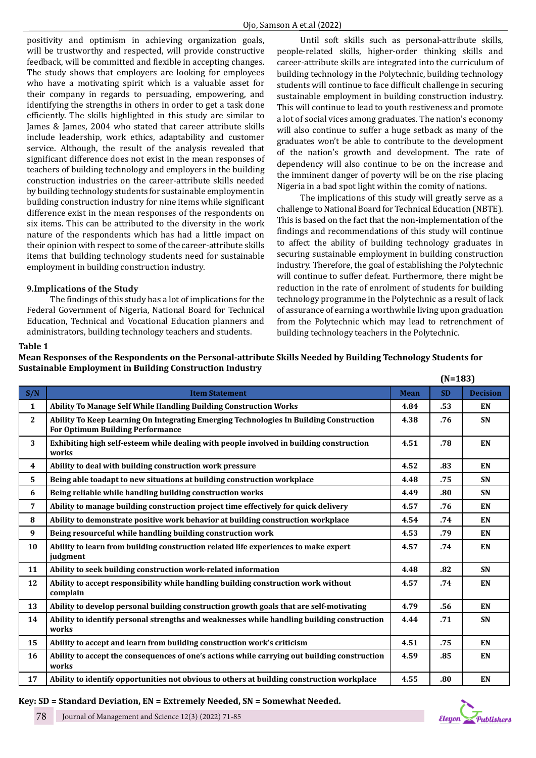positivity and optimism in achieving organization goals, will be trustworthy and respected, will provide constructive feedback, will be committed and flexible in accepting changes. The study shows that employers are looking for employees who have a motivating spirit which is a valuable asset for their company in regards to persuading, empowering, and identifying the strengths in others in order to get a task done efficiently. The skills highlighted in this study are similar to James & James, 2004 who stated that career attribute skills include leadership, work ethics, adaptability and customer service. Although, the result of the analysis revealed that significant difference does not exist in the mean responses of teachers of building technology and employers in the building construction industries on the career-attribute skills needed by building technology students for sustainable employment in building construction industry for nine items while significant difference exist in the mean responses of the respondents on six items. This can be attributed to the diversity in the work nature of the respondents which has had a little impact on their opinion with respect to some of the career-attribute skills items that building technology students need for sustainable employment in building construction industry.

## 9.Implications of the Study

The findings of this study has a lot of implications for the Federal Government of Nigeria, National Board for Technical Education, Technical and Vocational Education planners and administrators, building technology teachers and students.

Until soft skills such as personal-attribute skills, people-related skills, higher-order thinking skills and career-attribute skills are integrated into the curriculum of building technology in the Polytechnic, building technology students will continue to face difficult challenge in securing sustainable employment in building construction industry. This will continue to lead to youth restiveness and promote a lot of social vices among graduates. The nation's economy will also continue to suffer a huge setback as many of the graduates won't be able to contribute to the development of the nation's growth and development. The rate of dependency will also continue to be on the increase and the imminent danger of poverty will be on the rise placing Nigeria in a bad spot light within the comity of nations.

The implications of this study will greatly serve as a challenge to National Board for Technical Education (NBTE). This is based on the fact that the non-implementation of the findings and recommendations of this study will continue to affect the ability of building technology graduates in securing sustainable employment in building construction industry. Therefore, the goal of establishing the Polytechnic will continue to suffer defeat. Furthermore, there might be reduction in the rate of enrolment of students for building technology programme in the Polytechnic as a result of lack of assurance of earning a worthwhile living upon graduation from the Polytechnic which may lead to retrenchment of building technology teachers in the Polytechnic.

**Table 1**

**Mean Responses of the Respondents on the Personal-attribute Skills Needed by Building Technology Students for Sustainable Employment in Building Construction Industry**

**(N=183)**

| S/N | Item Statement | Mean | SD | Decision |
|---|---|---|---|---|
| 1 | Ability To Manage Self While Handling Building Construction Works | 4.84 | .53 | EN |
| 2 | Ability To Keep Learning On Integrating Emerging Technologies In Building Construction For Optimum Building Performance | 4.38 | .76 | SN |
| 3 | Exhibiting high self-esteem while dealing with people involved in building construction works | 4.51 | .78 | EN |
| 4 | Ability to deal with building construction work pressure | 4.52 | .83 | EN |
| 5 | Being able toadapt to new situations at building construction workplace | 4.48 | .75 | SN |
| 6 | Being reliable while handling building construction works | 4.49 | .80 | SN |
| 7 | Ability to manage building construction project time effectively for quick delivery | 4.57 | .76 | EN |
| 8 | Ability to demonstrate positive work behavior at building construction workplace | 4.54 | .74 | EN |
| 9 | Being resourceful while handling building construction work | 4.53 | .79 | EN |
| 10 | Ability to learn from building construction related life experiences to make expert judgment | 4.57 | .74 | EN |
| 11 | Ability to seek building construction work-related information | 4.48 | .82 | SN |
| 12 | Ability to accept responsibility while handling building construction work without complain | 4.57 | .74 | EN |
| 13 | Ability to develop personal building construction growth goals that are self-motivating | 4.79 | .56 | EN |
| 14 | Ability to identify personal strengths and weaknesses while handling building construction works | 4.44 | .71 | SN |
| 15 | Ability to accept and learn from building construction work's criticism | 4.51 | .75 | EN |
| 16 | Ability to accept the consequences of one's actions while carrying out building construction works | 4.59 | .85 | EN |
| 17 | Ability to identify opportunities not obvious to others at building construction workplace | 4.55 | .80 | EN |

**Key: SD = Standard Deviation, EN = Extremely Needed, SN = Somewhat Needed.**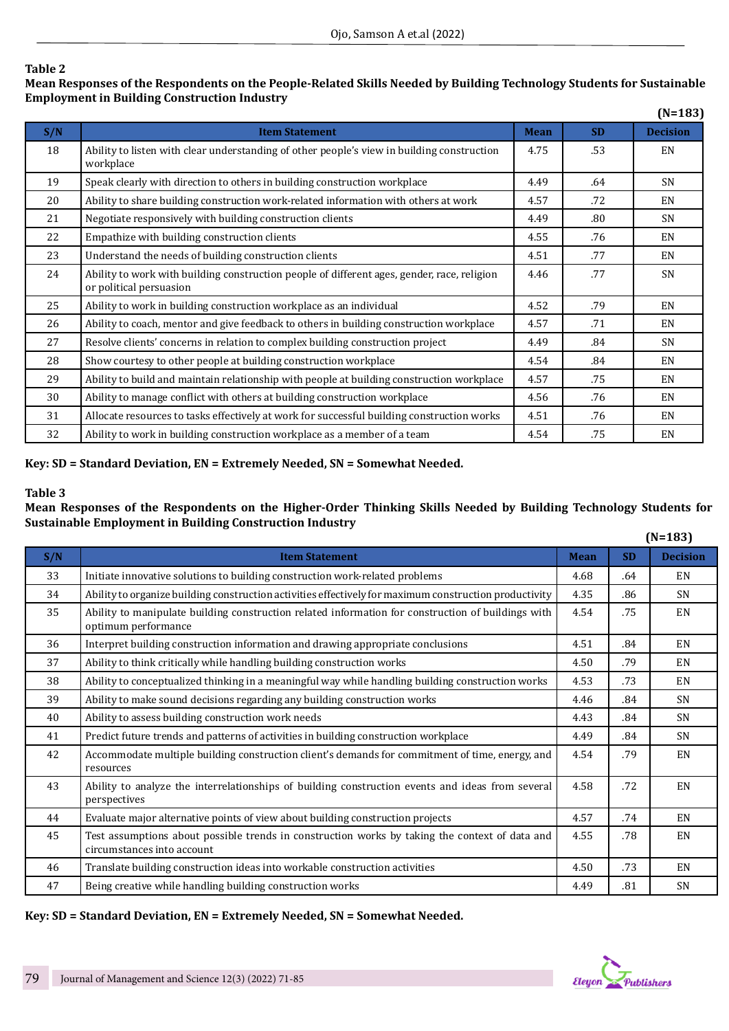**Table 2**

**Mean Responses of the Respondents on the People-Related Skills Needed by Building Technology Students for Sustainable Employment in Building Construction Industry**

**(N=183)**

| S/N | Item Statement | Mean | SD | Decision |
|---|---|---|---|---|
| 18 | Ability to listen with clear understanding of other people's view in building construction workplace | 4.75 | .53 | EN |
| 19 | Speak clearly with direction to others in building construction workplace | 4.49 | .64 | SN |
| 20 | Ability to share building construction work-related information with others at work | 4.57 | .72 | EN |
| 21 | Negotiate responsively with building construction clients | 4.49 | .80 | SN |
| 22 | Empathize with building construction clients | 4.55 | .76 | EN |
| 23 | Understand the needs of building construction clients | 4.51 | .77 | EN |
| 24 | Ability to work with building construction people of different ages, gender, race, religion or political persuasion | 4.46 | .77 | SN |
| 25 | Ability to work in building construction workplace as an individual | 4.52 | .79 | EN |
| 26 | Ability to coach, mentor and give feedback to others in building construction workplace | 4.57 | .71 | EN |
| 27 | Resolve clients' concerns in relation to complex building construction project | 4.49 | .84 | SN |
| 28 | Show courtesy to other people at building construction workplace | 4.54 | .84 | EN |
| 29 | Ability to build and maintain relationship with people at building construction workplace | 4.57 | .75 | EN |
| 30 | Ability to manage conflict with others at building construction workplace | 4.56 | .76 | EN |
| 31 | Allocate resources to tasks effectively at work for successful building construction works | 4.51 | .76 | EN |
| 32 | Ability to work in building construction workplace as a member of a team | 4.54 | .75 | EN |

**Key: SD = Standard Deviation, EN = Extremely Needed, SN = Somewhat Needed.**

**Table 3**

**Mean Responses of the Respondents on the Higher-Order Thinking Skills Needed by Building Technology Students for Sustainable Employment in Building Construction Industry**

**(N=183)**

| S/N | Item Statement | Mean | SD | Decision |
|---|---|---|---|---|
| 33 | Initiate innovative solutions to building construction work-related problems | 4.68 | .64 | EN |
| 34 | Ability to organize building construction activities effectively for maximum construction productivity | 4.35 | .86 | SN |
| 35 | Ability to manipulate building construction related information for construction of buildings with optimum performance | 4.54 | .75 | EN |
| 36 | Interpret building construction information and drawing appropriate conclusions | 4.51 | .84 | EN |
| 37 | Ability to think critically while handling building construction works | 4.50 | .79 | EN |
| 38 | Ability to conceptualized thinking in a meaningful way while handling building construction works | 4.53 | .73 | EN |
| 39 | Ability to make sound decisions regarding any building construction works | 4.46 | .84 | SN |
| 40 | Ability to assess building construction work needs | 4.43 | .84 | SN |
| 41 | Predict future trends and patterns of activities in building construction workplace | 4.49 | .84 | SN |
| 42 | Accommodate multiple building construction client's demands for commitment of time, energy, and resources | 4.54 | .79 | EN |
| 43 | Ability to analyze the interrelationships of building construction events and ideas from several perspectives | 4.58 | .72 | EN |
| 44 | Evaluate major alternative points of view about building construction projects | 4.57 | .74 | EN |
| 45 | Test assumptions about possible trends in construction works by taking the context of data and circumstances into account | 4.55 | .78 | EN |
| 46 | Translate building construction ideas into workable construction activities | 4.50 | .73 | EN |
| 47 | Being creative while handling building construction works | 4.49 | .81 | SN |

**Key: SD = Standard Deviation, EN = Extremely Needed, SN = Somewhat Needed.**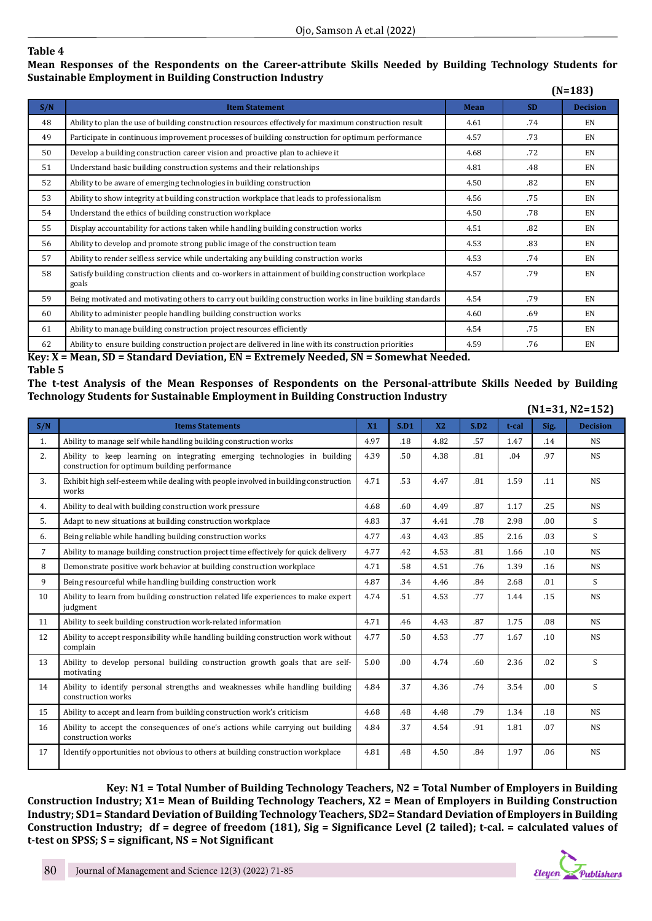**Table 4**

**Mean Responses of the Respondents on the Career-attribute Skills Needed by Building Technology Students for Sustainable Employment in Building Construction Industry**

**(N=183)**

| S/N | Item Statement | Mean | SD | Decision |
|---|---|---|---|---|
| 48 | Ability to plan the use of building construction resources effectively for maximum construction result | 4.61 | .74 | EN |
| 49 | Participate in continuous improvement processes of building construction for optimum performance | 4.57 | .73 | EN |
| 50 | Develop a building construction career vision and proactive plan to achieve it | 4.68 | .72 | EN |
| 51 | Understand basic building construction systems and their relationships | 4.81 | .48 | EN |
| 52 | Ability to be aware of emerging technologies in building construction | 4.50 | .82 | EN |
| 53 | Ability to show integrity at building construction workplace that leads to professionalism | 4.56 | .75 | EN |
| 54 | Understand the ethics of building construction workplace | 4.50 | .78 | EN |
| 55 | Display accountability for actions taken while handling building construction works | 4.51 | .82 | EN |
| 56 | Ability to develop and promote strong public image of the construction team | 4.53 | .83 | EN |
| 57 | Ability to render selfless service while undertaking any building construction works | 4.53 | .74 | EN |
| 58 | Satisfy building construction clients and co-workers in attainment of building construction workplace goals | 4.57 | .79 | EN |
| 59 | Being motivated and motivating others to carry out building construction works in line building standards | 4.54 | .79 | EN |
| 60 | Ability to administer people handling building construction works | 4.60 | .69 | EN |
| 61 | Ability to manage building construction project resources efficiently | 4.54 | .75 | EN |
| 62 | Ability to ensure building construction project are delivered in line with its construction priorities | 4.59 | .76 | EN |

**Key: X = Mean, SD = Standard Deviation, EN = Extremely Needed, SN = Somewhat Needed.**

**Table 5**

**The t-test Analysis of the Mean Responses of Respondents on the Personal-attribute Skills Needed by Building Technology Students for Sustainable Employment in Building Construction Industry**

**(N1=31, N2=152)**

| S/N | Items Statements | X1 | S.D1 | X2 | S.D2 | t-cal | Sig. | Decision |
|---|---|---|---|---|---|---|---|---|
| 1. | Ability to manage self while handling building construction works | 4.97 | .18 | 4.82 | .57 | 1.47 | .14 | NS |
| 2. | Ability to keep learning on integrating emerging technologies in building construction for optimum building performance | 4.39 | .50 | 4.38 | .81 | .04 | .97 | NS |
| 3. | Exhibit high self-esteem while dealing with people involved in building construction works | 4.71 | .53 | 4.47 | .81 | 1.59 | .11 | NS |
| 4. | Ability to deal with building construction work pressure | 4.68 | .60 | 4.49 | .87 | 1.17 | .25 | NS |
| 5. | Adapt to new situations at building construction workplace | 4.83 | .37 | 4.41 | .78 | 2.98 | .00 | S |
| 6. | Being reliable while handling building construction works | 4.77 | .43 | 4.43 | .85 | 2.16 | .03 | S |
| 7 | Ability to manage building construction project time effectively for quick delivery | 4.77 | .42 | 4.53 | .81 | 1.66 | .10 | NS |
| 8 | Demonstrate positive work behavior at building construction workplace | 4.71 | .58 | 4.51 | .76 | 1.39 | .16 | NS |
| 9 | Being resourceful while handling building construction work | 4.87 | .34 | 4.46 | .84 | 2.68 | .01 | S |
| 10 | Ability to learn from building construction related life experiences to make expert judgment | 4.74 | .51 | 4.53 | .77 | 1.44 | .15 | NS |
| 11 | Ability to seek building construction work-related information | 4.71 | .46 | 4.43 | .87 | 1.75 | .08 | NS |
| 12 | Ability to accept responsibility while handling building construction work without complain | 4.77 | .50 | 4.53 | .77 | 1.67 | .10 | NS |
| 13 | Ability to develop personal building construction growth goals that are self-motivating | 5.00 | .00 | 4.74 | .60 | 2.36 | .02 | S |
| 14 | Ability to identify personal strengths and weaknesses while handling building construction works | 4.84 | .37 | 4.36 | .74 | 3.54 | .00 | S |
| 15 | Ability to accept and learn from building construction work's criticism | 4.68 | .48 | 4.48 | .79 | 1.34 | .18 | NS |
| 16 | Ability to accept the consequences of one's actions while carrying out building construction works | 4.84 | .37 | 4.54 | .91 | 1.81 | .07 | NS |
| 17 | Identify opportunities not obvious to others at building construction workplace | 4.81 | .48 | 4.50 | .84 | 1.97 | .06 | NS |

**Key: N1 = Total Number of Building Technology Teachers, N2 = Total Number of Employers in Building Construction Industry; X1= Mean of Building Technology Teachers, X2 = Mean of Employers in Building Construction Industry; SD1= Standard Deviation of Building Technology Teachers, SD2= Standard Deviation of Employers in Building Construction Industry; df = degree of freedom (181), Sig = Significance Level (2 tailed); t-cal. = calculated values of t-test on SPSS; S = significant, NS = Not Significant**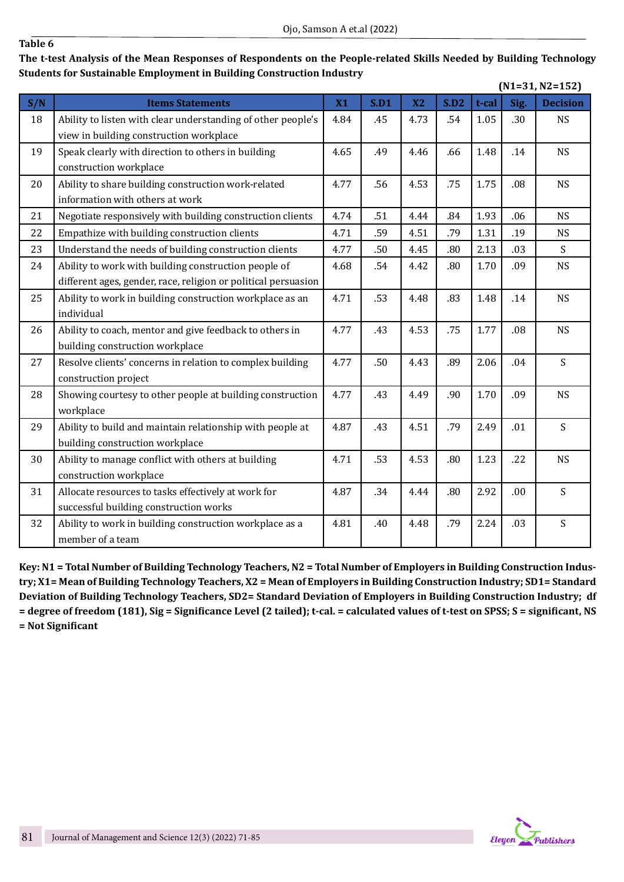**Table 6**

**The t-test Analysis of the Mean Responses of Respondents on the People-related Skills Needed by Building Technology Students for Sustainable Employment in Building Construction Industry**

**(N1=31, N2=152)**

| S/N | Items Statements | X1 | S.D1 | X2 | S.D2 | t-cal | Sig. | Decision |
|---|---|---|---|---|---|---|---|---|
| 18 | Ability to listen with clear understanding of other people's view in building construction workplace | 4.84 | .45 | 4.73 | .54 | 1.05 | .30 | NS |
| 19 | Speak clearly with direction to others in building construction workplace | 4.65 | .49 | 4.46 | .66 | 1.48 | .14 | NS |
| 20 | Ability to share building construction work-related information with others at work | 4.77 | .56 | 4.53 | .75 | 1.75 | .08 | NS |
| 21 | Negotiate responsively with building construction clients | 4.74 | .51 | 4.44 | .84 | 1.93 | .06 | NS |
| 22 | Empathize with building construction clients | 4.71 | .59 | 4.51 | .79 | 1.31 | .19 | NS |
| 23 | Understand the needs of building construction clients | 4.77 | .50 | 4.45 | .80 | 2.13 | .03 | S |
| 24 | Ability to work with building construction people of different ages, gender, race, religion or political persuasion | 4.68 | .54 | 4.42 | .80 | 1.70 | .09 | NS |
| 25 | Ability to work in building construction workplace as an individual | 4.71 | .53 | 4.48 | .83 | 1.48 | .14 | NS |
| 26 | Ability to coach, mentor and give feedback to others in building construction workplace | 4.77 | .43 | 4.53 | .75 | 1.77 | .08 | NS |
| 27 | Resolve clients' concerns in relation to complex building construction project | 4.77 | .50 | 4.43 | .89 | 2.06 | .04 | S |
| 28 | Showing courtesy to other people at building construction workplace | 4.77 | .43 | 4.49 | .90 | 1.70 | .09 | NS |
| 29 | Ability to build and maintain relationship with people at building construction workplace | 4.87 | .43 | 4.51 | .79 | 2.49 | .01 | S |
| 30 | Ability to manage conflict with others at building construction workplace | 4.71 | .53 | 4.53 | .80 | 1.23 | .22 | NS |
| 31 | Allocate resources to tasks effectively at work for successful building construction works | 4.87 | .34 | 4.44 | .80 | 2.92 | .00 | S |
| 32 | Ability to work in building construction workplace as a member of a team | 4.81 | .40 | 4.48 | .79 | 2.24 | .03 | S |

**Key: N1 = Total Number of Building Technology Teachers, N2 = Total Number of Employers in Building Construction Industry; X1= Mean of Building Technology Teachers, X2 = Mean of Employers in Building Construction Industry; SD1= Standard Deviation of Building Technology Teachers, SD2= Standard Deviation of Employers in Building Construction Industry; df = degree of freedom (181), Sig = Significance Level (2 tailed); t-cal. = calculated values of t-test on SPSS; S = significant, NS = Not Significant**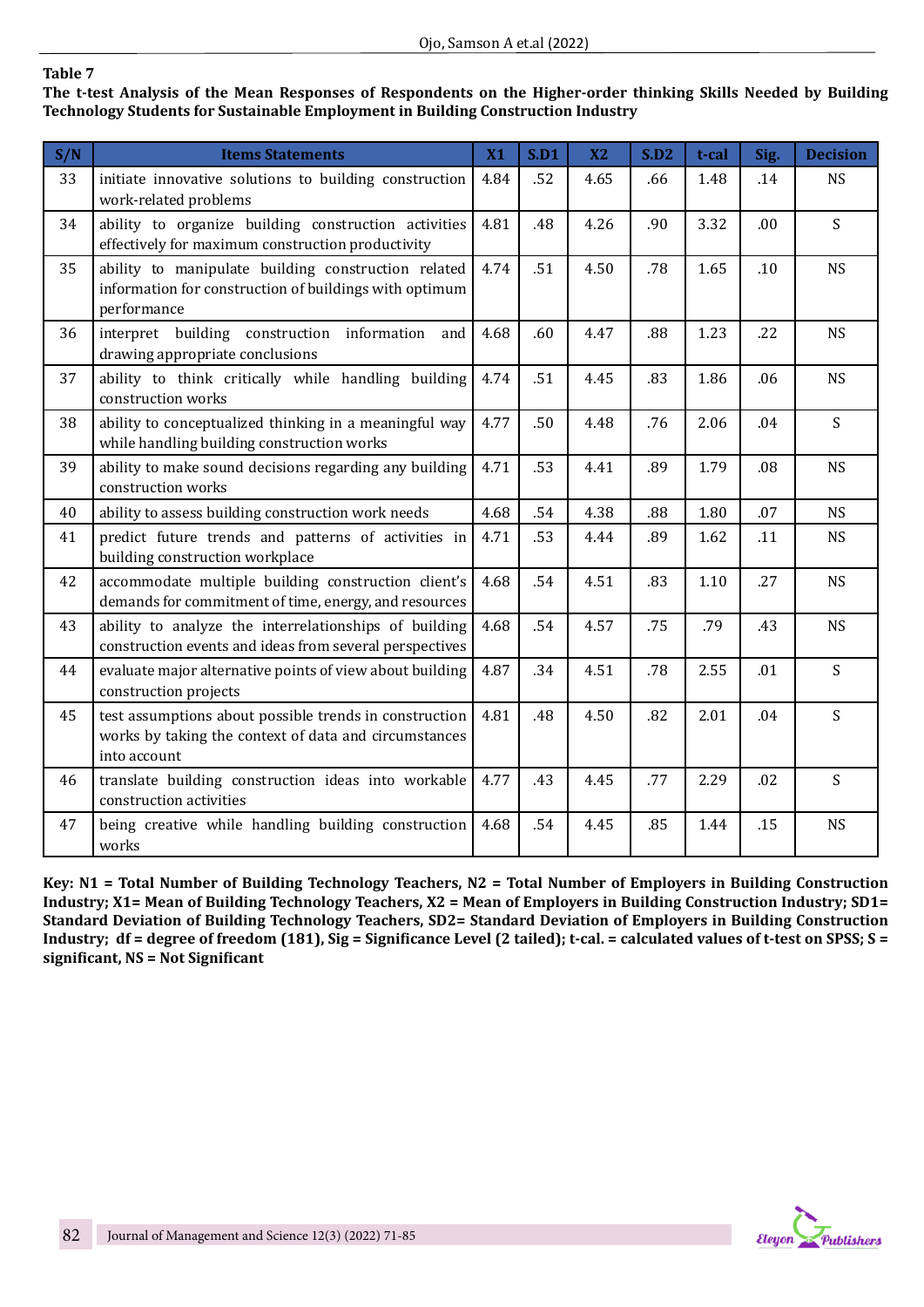**Table 7**

**The t-test Analysis of the Mean Responses of Respondents on the Higher-order thinking Skills Needed by Building Technology Students for Sustainable Employment in Building Construction Industry**

| S/N | Items Statements | X1 | S.D1 | X2 | S.D2 | t-cal | Sig. | Decision |
|---|---|---|---|---|---|---|---|---|
| 33 | initiate innovative solutions to building construction work-related problems | 4.84 | .52 | 4.65 | .66 | 1.48 | .14 | NS |
| 34 | ability to organize building construction activities effectively for maximum construction productivity | 4.81 | .48 | 4.26 | .90 | 3.32 | .00 | S |
| 35 | ability to manipulate building construction related information for construction of buildings with optimum performance | 4.74 | .51 | 4.50 | .78 | 1.65 | .10 | NS |
| 36 | interpret building construction information and drawing appropriate conclusions | 4.68 | .60 | 4.47 | .88 | 1.23 | .22 | NS |
| 37 | ability to think critically while handling building construction works | 4.74 | .51 | 4.45 | .83 | 1.86 | .06 | NS |
| 38 | ability to conceptualized thinking in a meaningful way while handling building construction works | 4.77 | .50 | 4.48 | .76 | 2.06 | .04 | S |
| 39 | ability to make sound decisions regarding any building construction works | 4.71 | .53 | 4.41 | .89 | 1.79 | .08 | NS |
| 40 | ability to assess building construction work needs | 4.68 | .54 | 4.38 | .88 | 1.80 | .07 | NS |
| 41 | predict future trends and patterns of activities in building construction workplace | 4.71 | .53 | 4.44 | .89 | 1.62 | .11 | NS |
| 42 | accommodate multiple building construction client's demands for commitment of time, energy, and resources | 4.68 | .54 | 4.51 | .83 | 1.10 | .27 | NS |
| 43 | ability to analyze the interrelationships of building construction events and ideas from several perspectives | 4.68 | .54 | 4.57 | .75 | .79 | .43 | NS |
| 44 | evaluate major alternative points of view about building construction projects | 4.87 | .34 | 4.51 | .78 | 2.55 | .01 | S |
| 45 | test assumptions about possible trends in construction works by taking the context of data and circumstances into account | 4.81 | .48 | 4.50 | .82 | 2.01 | .04 | S |
| 46 | translate building construction ideas into workable construction activities | 4.77 | .43 | 4.45 | .77 | 2.29 | .02 | S |
| 47 | being creative while handling building construction works | 4.68 | .54 | 4.45 | .85 | 1.44 | .15 | NS |

**Key: N1 = Total Number of Building Technology Teachers, N2 = Total Number of Employers in Building Construction Industry; X1= Mean of Building Technology Teachers, X2 = Mean of Employers in Building Construction Industry; SD1= Standard Deviation of Building Technology Teachers, SD2= Standard Deviation of Employers in Building Construction Industry; df = degree of freedom (181), Sig = Significance Level (2 tailed); t-cal. = calculated values of t-test on SPSS; S = significant, NS = Not Significant**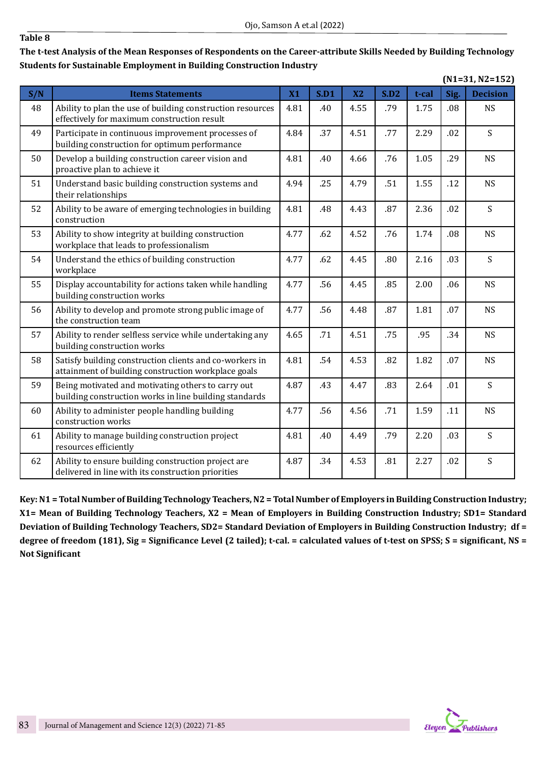**Table 8**

**The t-test Analysis of the Mean Responses of Respondents on the Career-attribute Skills Needed by Building Technology Students for Sustainable Employment in Building Construction Industry**

**(N1=31, N2=152)**

| S/N | Items Statements | X1 | S.D1 | X2 | S.D2 | t-cal | Sig. | Decision |
|---|---|---|---|---|---|---|---|---|
| 48 | Ability to plan the use of building construction resources effectively for maximum construction result | 4.81 | .40 | 4.55 | .79 | 1.75 | .08 | NS |
| 49 | Participate in continuous improvement processes of building construction for optimum performance | 4.84 | .37 | 4.51 | .77 | 2.29 | .02 | S |
| 50 | Develop a building construction career vision and proactive plan to achieve it | 4.81 | .40 | 4.66 | .76 | 1.05 | .29 | NS |
| 51 | Understand basic building construction systems and their relationships | 4.94 | .25 | 4.79 | .51 | 1.55 | .12 | NS |
| 52 | Ability to be aware of emerging technologies in building construction | 4.81 | .48 | 4.43 | .87 | 2.36 | .02 | S |
| 53 | Ability to show integrity at building construction workplace that leads to professionalism | 4.77 | .62 | 4.52 | .76 | 1.74 | .08 | NS |
| 54 | Understand the ethics of building construction workplace | 4.77 | .62 | 4.45 | .80 | 2.16 | .03 | S |
| 55 | Display accountability for actions taken while handling building construction works | 4.77 | .56 | 4.45 | .85 | 2.00 | .06 | NS |
| 56 | Ability to develop and promote strong public image of the construction team | 4.77 | .56 | 4.48 | .87 | 1.81 | .07 | NS |
| 57 | Ability to render selfless service while undertaking any building construction works | 4.65 | .71 | 4.51 | .75 | .95 | .34 | NS |
| 58 | Satisfy building construction clients and co-workers in attainment of building construction workplace goals | 4.81 | .54 | 4.53 | .82 | 1.82 | .07 | NS |
| 59 | Being motivated and motivating others to carry out building construction works in line building standards | 4.87 | .43 | 4.47 | .83 | 2.64 | .01 | S |
| 60 | Ability to administer people handling building construction works | 4.77 | .56 | 4.56 | .71 | 1.59 | .11 | NS |
| 61 | Ability to manage building construction project resources efficiently | 4.81 | .40 | 4.49 | .79 | 2.20 | .03 | S |
| 62 | Ability to ensure building construction project are delivered in line with its construction priorities | 4.87 | .34 | 4.53 | .81 | 2.27 | .02 | S |

**Key: N1 = Total Number of Building Technology Teachers, N2 = Total Number of Employers in Building Construction Industry; X1= Mean of Building Technology Teachers, X2 = Mean of Employers in Building Construction Industry; SD1= Standard Deviation of Building Technology Teachers, SD2= Standard Deviation of Employers in Building Construction Industry; df = degree of freedom (181), Sig = Significance Level (2 tailed); t-cal. = calculated values of t-test on SPSS; S = significant, NS = Not Significant**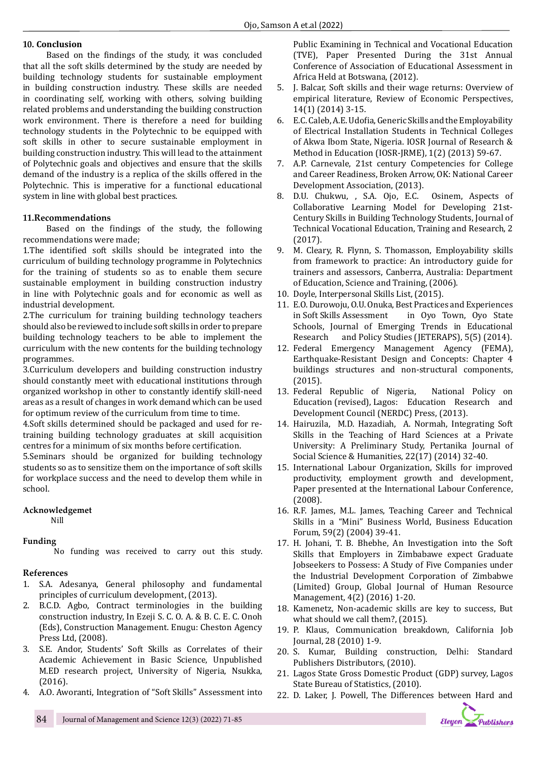## 10. Conclusion

Based on the findings of the study, it was concluded that all the soft skills determined by the study are needed by building technology students for sustainable employment in building construction industry. These skills are needed in coordinating self, working with others, solving building related problems and understanding the building construction work environment. There is therefore a need for building technology students in the Polytechnic to be equipped with soft skills in other to secure sustainable employment in building construction industry. This will lead to the attainment of Polytechnic goals and objectives and ensure that the skills demand of the industry is a replica of the skills offered in the Polytechnic. This is imperative for a functional educational system in line with global best practices.

## 11.Recommendations

Based on the findings of the study, the following recommendations were made;

1.The identified soft skills should be integrated into the curriculum of building technology programme in Polytechnics for the training of students so as to enable them secure sustainable employment in building construction industry in line with Polytechnic goals and for economic as well as industrial development.

2.The curriculum for training building technology teachers should also be reviewed to include soft skills in order to prepare building technology teachers to be able to implement the curriculum with the new contents for the building technology programmes.

3.Curriculum developers and building construction industry should constantly meet with educational institutions through organized workshop in other to constantly identify skill-need areas as a result of changes in work demand which can be used for optimum review of the curriculum from time to time.

4.Soft skills determined should be packaged and used for re-training building technology graduates at skill acquisition centres for a minimum of six months before certification.

5.Seminars should be organized for building technology students so as to sensitize them on the importance of soft skills for workplace success and the need to develop them while in school.

## Acknowledgemet

Nill

## Funding

No funding was received to carry out this study.

## References

1. S.A. Adesanya, General philosophy and fundamental principles of curriculum development, (2013).
2. B.C.D. Agbo, Contract terminologies in the building construction industry, In Ezeji S. C. O. A. & B. C. E. C. Onoh (Eds), Construction Management. Enugu: Cheston Agency Press Ltd, (2008).
3. S.E. Andor, Students' Soft Skills as Correlates of their Academic Achievement in Basic Science, Unpublished M.ED research project, University of Nigeria, Nsukka, (2016).
4. A.O. Aworanti, Integration of "Soft Skills" Assessment into Public Examining in Technical and Vocational Education (TVE), Paper Presented During the 31st Annual Conference of Association of Educational Assessment in Africa Held at Botswana, (2012).
5. J. Balcar, Soft skills and their wage returns: Overview of empirical literature, Review of Economic Perspectives, 14(1) (2014) 3-15.
6. E.C. Caleb, A.E. Udofia, Generic Skills and the Employability of Electrical Installation Students in Technical Colleges of Akwa Ibom State, Nigeria. IOSR Journal of Research & Method in Education (IOSR-JRME), 1(2) (2013) 59-67.
7. A.P. Carnevale, 21st century Competencies for College and Career Readiness, Broken Arrow, OK: National Career Development Association, (2013).
8. D.U. Chukwu, , S.A. Ojo, E.C. Osinem, Aspects of Collaborative Learning Model for Developing 21st-Century Skills in Building Technology Students, Journal of Technical Vocational Education, Training and Research, 2 (2017).
9. M. Cleary, R. Flynn, S. Thomasson, Employability skills from framework to practice: An introductory guide for trainers and assessors, Canberra, Australia: Department of Education, Science and Training, (2006).
10. Doyle, Interpersonal Skills List, (2015).
11. E.O. Durowoju, O.U. Onuka, Best Practices and Experiences in Soft Skills Assessment in Oyo Town, Oyo State Schools, Journal of Emerging Trends in Educational Research and Policy Studies (JETERAPS), 5(5) (2014).
12. Federal Emergency Management Agency (FEMA), Earthquake-Resistant Design and Concepts: Chapter 4 buildings structures and non-structural components, (2015).
13. Federal Republic of Nigeria, National Policy on Education (revised), Lagos: Education Research and Development Council (NERDC) Press, (2013).
14. Hairuzila, M.D. Hazadiah, A. Normah, Integrating Soft Skills in the Teaching of Hard Sciences at a Private University: A Preliminary Study, Pertanika Journal of Social Science & Humanities, 22(17) (2014) 32-40.
15. International Labour Organization, Skills for improved productivity, employment growth and development, Paper presented at the International Labour Conference, (2008).
16. R.F. James, M.L. James, Teaching Career and Technical Skills in a "Mini" Business World, Business Education Forum, 59(2) (2004) 39-41.
17. H. Johani, T. B. Bhebhe, An Investigation into the Soft Skills that Employers in Zimbabwe expect Graduate Jobseekers to Possess: A Study of Five Companies under the Industrial Development Corporation of Zimbabwe (Limited) Group, Global Journal of Human Resource Management, 4(2) (2016) 1-20.
18. Kamenetz, Non-academic skills are key to success, But what should we call them?, (2015).
19. P. Klaus, Communication breakdown, California Job Journal, 28 (2010) 1-9.
20. S. Kumar, Building construction, Delhi: Standard Publishers Distributors, (2010).
21. Lagos State Gross Domestic Product (GDP) survey, Lagos State Bureau of Statistics, (2010).
22. D. Laker, J. Powell, The Differences between Hard and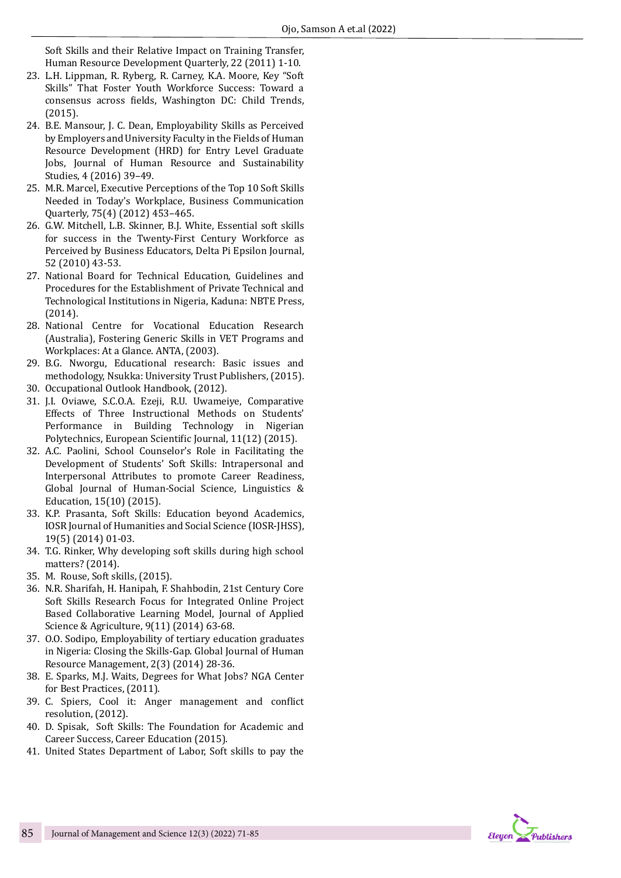Soft Skills and their Relative Impact on Training Transfer, Human Resource Development Quarterly, 22 (2011) 1-10.

23. L.H. Lippman, R. Ryberg, R. Carney, K.A. Moore, Key "Soft Skills" That Foster Youth Workforce Success: Toward a consensus across fields, Washington DC: Child Trends, (2015).
24. B.E. Mansour, J. C. Dean, Employability Skills as Perceived by Employers and University Faculty in the Fields of Human Resource Development (HRD) for Entry Level Graduate Jobs, Journal of Human Resource and Sustainability Studies, 4 (2016) 39–49.
25. M.R. Marcel, Executive Perceptions of the Top 10 Soft Skills Needed in Today's Workplace, Business Communication Quarterly, 75(4) (2012) 453–465.
26. G.W. Mitchell, L.B. Skinner, B.J. White, Essential soft skills for success in the Twenty-First Century Workforce as Perceived by Business Educators, Delta Pi Epsilon Journal, 52 (2010) 43-53.
27. National Board for Technical Education, Guidelines and Procedures for the Establishment of Private Technical and Technological Institutions in Nigeria, Kaduna: NBTE Press, (2014).
28. National Centre for Vocational Education Research (Australia), Fostering Generic Skills in VET Programs and Workplaces: At a Glance. ANTA, (2003).
29. B.G. Nworgu, Educational research: Basic issues and methodology, Nsukka: University Trust Publishers, (2015).
30. Occupational Outlook Handbook, (2012).
31. J.I. Oviawe, S.C.O.A. Ezeji, R.U. Uwameiye, Comparative Effects of Three Instructional Methods on Students' Performance in Building Technology in Nigerian Polytechnics, European Scientific Journal, 11(12) (2015).
32. A.C. Paolini, School Counselor's Role in Facilitating the Development of Students' Soft Skills: Intrapersonal and Interpersonal Attributes to promote Career Readiness, Global Journal of Human-Social Science, Linguistics & Education, 15(10) (2015).
33. K.P. Prasanta, Soft Skills: Education beyond Academics, IOSR Journal of Humanities and Social Science (IOSR-JHSS), 19(5) (2014) 01-03.
34. T.G. Rinker, Why developing soft skills during high school matters? (2014).
35. M. Rouse, Soft skills, (2015).
36. N.R. Sharifah, H. Hanipah, F. Shahbodin, 21st Century Core Soft Skills Research Focus for Integrated Online Project Based Collaborative Learning Model, Journal of Applied Science & Agriculture, 9(11) (2014) 63-68.
37. O.O. Sodipo, Employability of tertiary education graduates in Nigeria: Closing the Skills-Gap. Global Journal of Human Resource Management, 2(3) (2014) 28-36.
38. E. Sparks, M.J. Waits, Degrees for What Jobs? NGA Center for Best Practices, (2011).
39. C. Spiers, Cool it: Anger management and conflict resolution, (2012).
40. D. Spisak, Soft Skills: The Foundation for Academic and Career Success, Career Education (2015).
41. United States Department of Labor, Soft skills to pay the